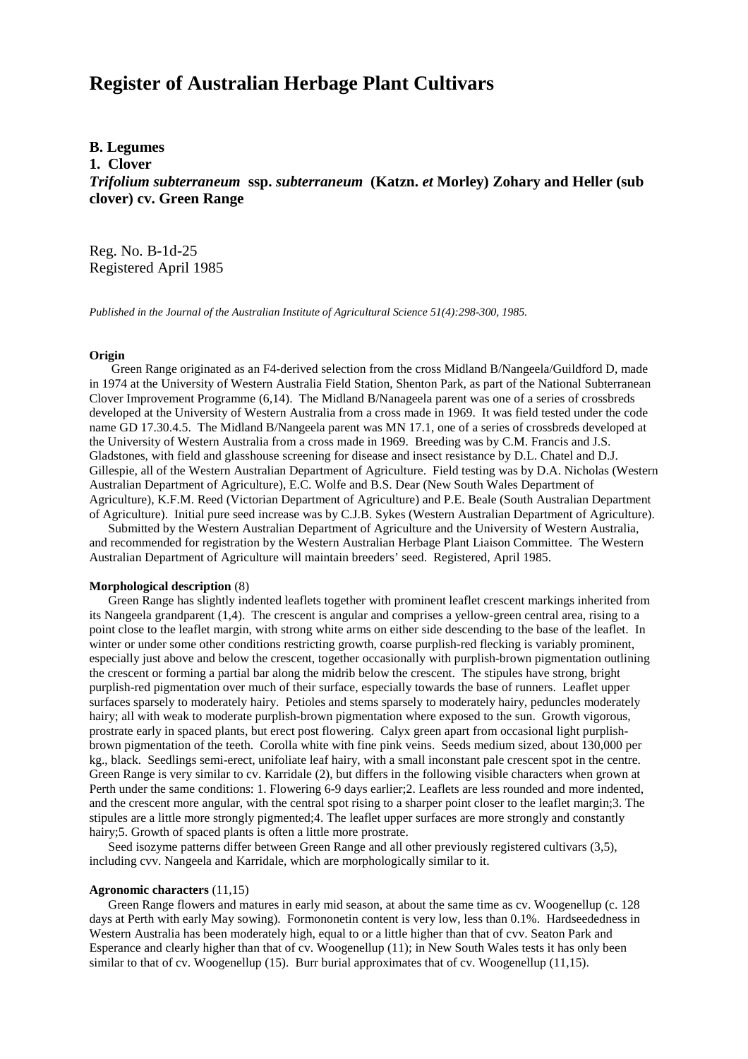# Register of Australian Herbage Plant Cultivars

**B. Legumes**
**1. Clover**
***Trifolium subterraneum* ssp. *subterraneum* (Katzn. *et* Morley) Zohary and Heller (sub clover) cv. Green Range**

Reg. No. B-1d-25
Registered April 1985

*Published in the Journal of the Australian Institute of Agricultural Science 51(4):298-300, 1985.*

**Origin**

Green Range originated as an F4-derived selection from the cross Midland B/Nangeela/Guildford D, made in 1974 at the University of Western Australia Field Station, Shenton Park, as part of the National Subterranean Clover Improvement Programme (6,14). The Midland B/Nanageela parent was one of a series of crossbreds developed at the University of Western Australia from a cross made in 1969. It was field tested under the code name GD 17.30.4.5. The Midland B/Nangeela parent was MN 17.1, one of a series of crossbreds developed at the University of Western Australia from a cross made in 1969. Breeding was by C.M. Francis and J.S. Gladstones, with field and glasshouse screening for disease and insect resistance by D.L. Chatel and D.J. Gillespie, all of the Western Australian Department of Agriculture. Field testing was by D.A. Nicholas (Western Australian Department of Agriculture), E.C. Wolfe and B.S. Dear (New South Wales Department of Agriculture), K.F.M. Reed (Victorian Department of Agriculture) and P.E. Beale (South Australian Department of Agriculture). Initial pure seed increase was by C.J.B. Sykes (Western Australian Department of Agriculture).

Submitted by the Western Australian Department of Agriculture and the University of Western Australia, and recommended for registration by the Western Australian Herbage Plant Liaison Committee. The Western Australian Department of Agriculture will maintain breeders' seed. Registered, April 1985.

**Morphological description** (8)

Green Range has slightly indented leaflets together with prominent leaflet crescent markings inherited from its Nangeela grandparent (1,4). The crescent is angular and comprises a yellow-green central area, rising to a point close to the leaflet margin, with strong white arms on either side descending to the base of the leaflet. In winter or under some other conditions restricting growth, coarse purplish-red flecking is variably prominent, especially just above and below the crescent, together occasionally with purplish-brown pigmentation outlining the crescent or forming a partial bar along the midrib below the crescent. The stipules have strong, bright purplish-red pigmentation over much of their surface, especially towards the base of runners. Leaflet upper surfaces sparsely to moderately hairy. Petioles and stems sparsely to moderately hairy, peduncles moderately hairy; all with weak to moderate purplish-brown pigmentation where exposed to the sun. Growth vigorous, prostrate early in spaced plants, but erect post flowering. Calyx green apart from occasional light purplish-brown pigmentation of the teeth. Corolla white with fine pink veins. Seeds medium sized, about 130,000 per kg., black. Seedlings semi-erect, unifoliate leaf hairy, with a small inconstant pale crescent spot in the centre. Green Range is very similar to cv. Karridale (2), but differs in the following visible characters when grown at Perth under the same conditions: 1. Flowering 6-9 days earlier;2. Leaflets are less rounded and more indented, and the crescent more angular, with the central spot rising to a sharper point closer to the leaflet margin;3. The stipules are a little more strongly pigmented;4. The leaflet upper surfaces are more strongly and constantly hairy;5. Growth of spaced plants is often a little more prostrate.

Seed isozyme patterns differ between Green Range and all other previously registered cultivars (3,5), including cvv. Nangeela and Karridale, which are morphologically similar to it.

**Agronomic characters** (11,15)

Green Range flowers and matures in early mid season, at about the same time as cv. Woogenellup (c. 128 days at Perth with early May sowing). Formononetin content is very low, less than 0.1%. Hardseededness in Western Australia has been moderately high, equal to or a little higher than that of cvv. Seaton Park and Esperance and clearly higher than that of cv. Woogenellup (11); in New South Wales tests it has only been similar to that of cv. Woogenellup (15). Burr burial approximates that of cv. Woogenellup (11,15).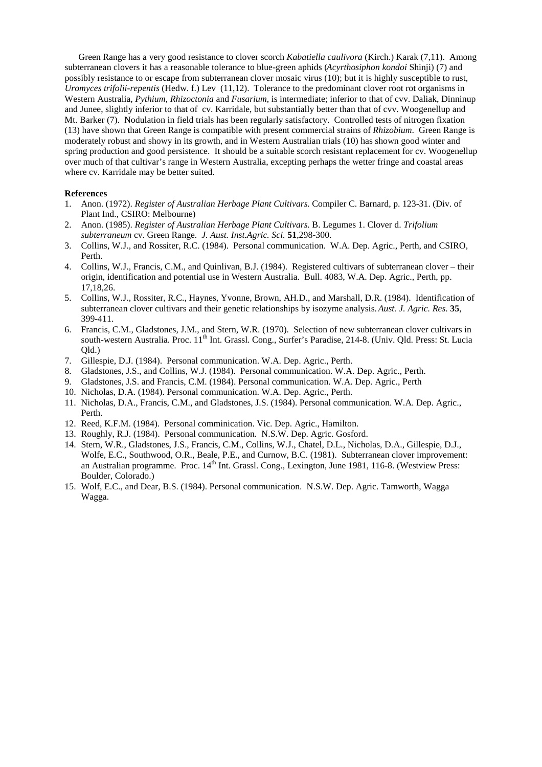Green Range has a very good resistance to clover scorch *Kabatiella caulivora* (Kirch.) Karak (7,11). Among subterranean clovers it has a reasonable tolerance to blue-green aphids (*Acyrthosiphon kondoi* Shinji) (7) and possibly resistance to or escape from subterranean clover mosaic virus (10); but it is highly susceptible to rust, *Uromyces trifolii-repentis* (Hedw. f.) Lev (11,12). Tolerance to the predominant clover root rot organisms in Western Australia, *Pythium*, *Rhizoctonia* and *Fusarium*, is intermediate; inferior to that of cvv. Daliak, Dinninup and Junee, slightly inferior to that of cv. Karridale, but substantially better than that of cvv. Woogenellup and Mt. Barker (7). Nodulation in field trials has been regularly satisfactory. Controlled tests of nitrogen fixation (13) have shown that Green Range is compatible with present commercial strains of *Rhizobium*. Green Range is moderately robust and showy in its growth, and in Western Australian trials (10) has shown good winter and spring production and good persistence. It should be a suitable scorch resistant replacement for cv. Woogenellup over much of that cultivar's range in Western Australia, excepting perhaps the wetter fringe and coastal areas where cv. Karridale may be better suited.

**References**

1. Anon. (1972). *Register of Australian Herbage Plant Cultivars.* Compiler C. Barnard, p. 123-31. (Div. of Plant Ind., CSIRO: Melbourne)
2. Anon. (1985). *Register of Australian Herbage Plant Cultivars.* B. Legumes 1. Clover d. *Trifolium subterraneum* cv. Green Range. *J. Aust. Inst.Agric. Sci.* **51**,298-300.
3. Collins, W.J., and Rossiter, R.C. (1984). Personal communication. W.A. Dep. Agric., Perth, and CSIRO, Perth.
4. Collins, W.J., Francis, C.M., and Quinlivan, B.J. (1984). Registered cultivars of subterranean clover – their origin, identification and potential use in Western Australia. Bull. 4083, W.A. Dep. Agric., Perth, pp. 17,18,26.
5. Collins, W.J., Rossiter, R.C., Haynes, Yvonne, Brown, AH.D., and Marshall, D.R. (1984). Identification of subterranean clover cultivars and their genetic relationships by isozyme analysis. *Aust. J. Agric. Res.* **35**, 399-411.
6. Francis, C.M., Gladstones, J.M., and Stern, W.R. (1970). Selection of new subterranean clover cultivars in south-western Australia. Proc. 11th Int. Grassl. Cong., Surfer's Paradise, 214-8. (Univ. Qld. Press: St. Lucia Qld.)
7. Gillespie, D.J. (1984). Personal communication. W.A. Dep. Agric., Perth.
8. Gladstones, J.S., and Collins, W.J. (1984). Personal communication. W.A. Dep. Agric., Perth.
9. Gladstones, J.S. and Francis, C.M. (1984). Personal communication. W.A. Dep. Agric., Perth
10. Nicholas, D.A. (1984). Personal communication. W.A. Dep. Agric., Perth.
11. Nicholas, D.A., Francis, C.M., and Gladstones, J.S. (1984). Personal communication. W.A. Dep. Agric., Perth.
12. Reed, K.F.M. (1984). Personal comminication. Vic. Dep. Agric., Hamilton.
13. Roughly, R.J. (1984). Personal communication. N.S.W. Dep. Agric. Gosford.
14. Stern, W.R., Gladstones, J.S., Francis, C.M., Collins, W.J., Chatel, D.L., Nicholas, D.A., Gillespie, D.J., Wolfe, E.C., Southwood, O.R., Beale, P.E., and Curnow, B.C. (1981). Subterranean clover improvement: an Australian programme. Proc. 14th Int. Grassl. Cong., Lexington, June 1981, 116-8. (Westview Press: Boulder, Colorado.)
15. Wolf, E.C., and Dear, B.S. (1984). Personal communication. N.S.W. Dep. Agric. Tamworth, Wagga Wagga.